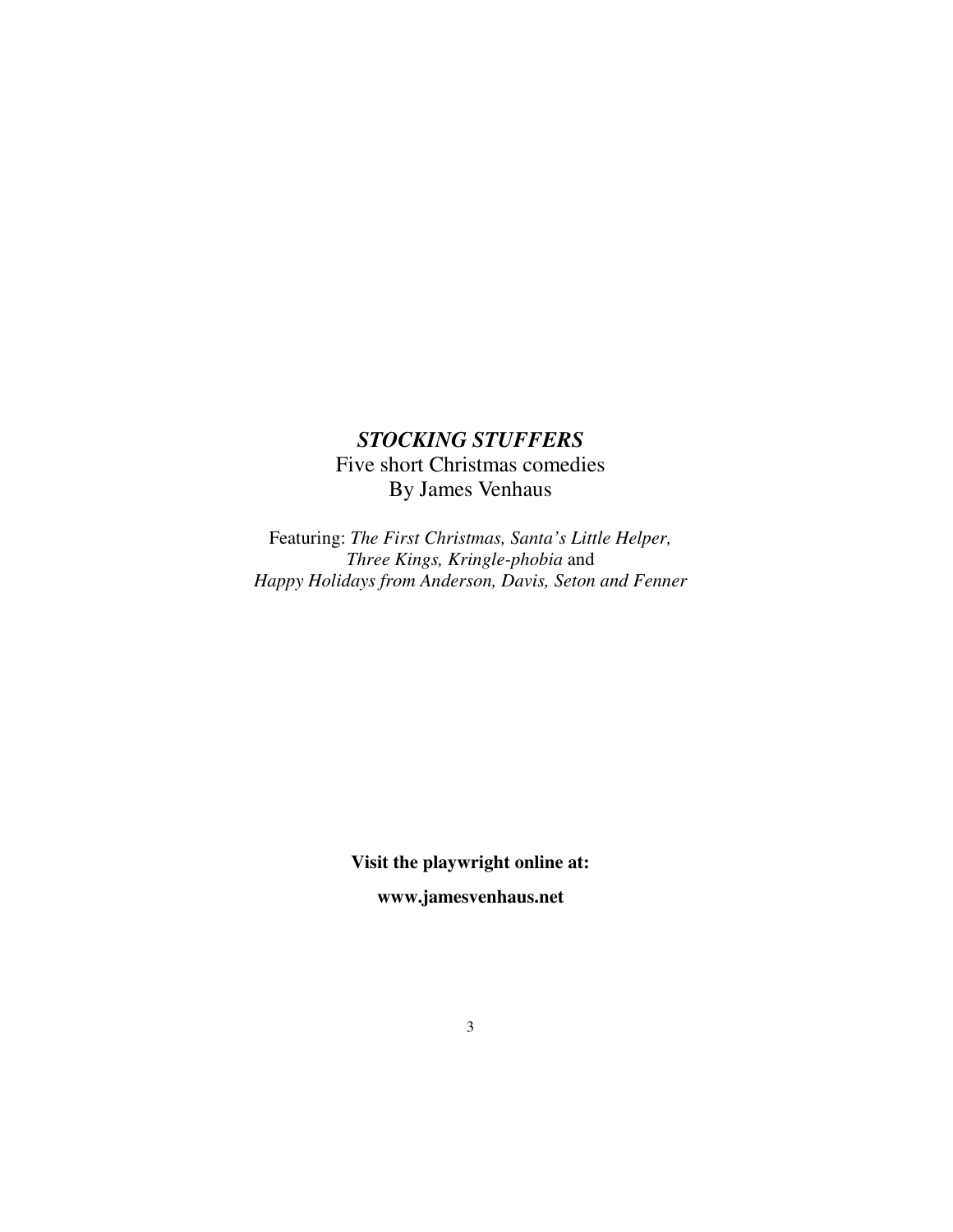# ***STOCKING STUFFERS***

Five short Christmas comedies

By James Venhaus

Featuring: *The First Christmas, Santa's Little Helper, Three Kings, Kringle-phobia* and *Happy Holidays from Anderson, Davis, Seton and Fenner*

**Visit the playwright online at:**

**www.jamesvenhaus.net**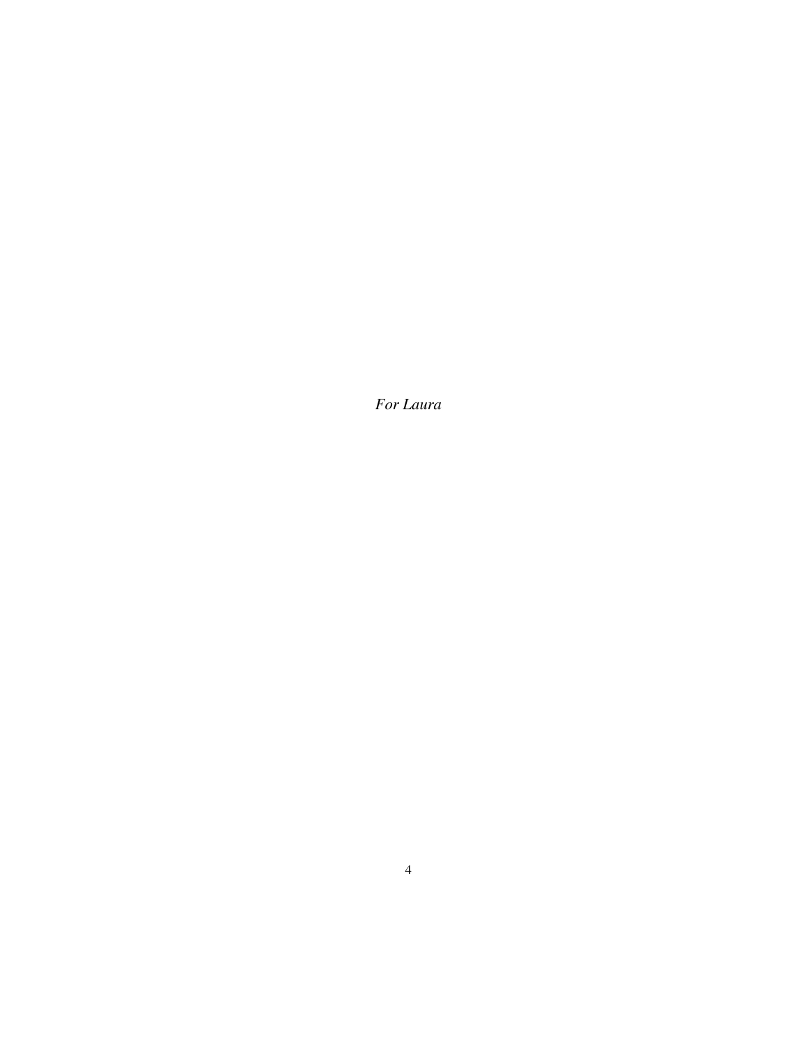*For Laura*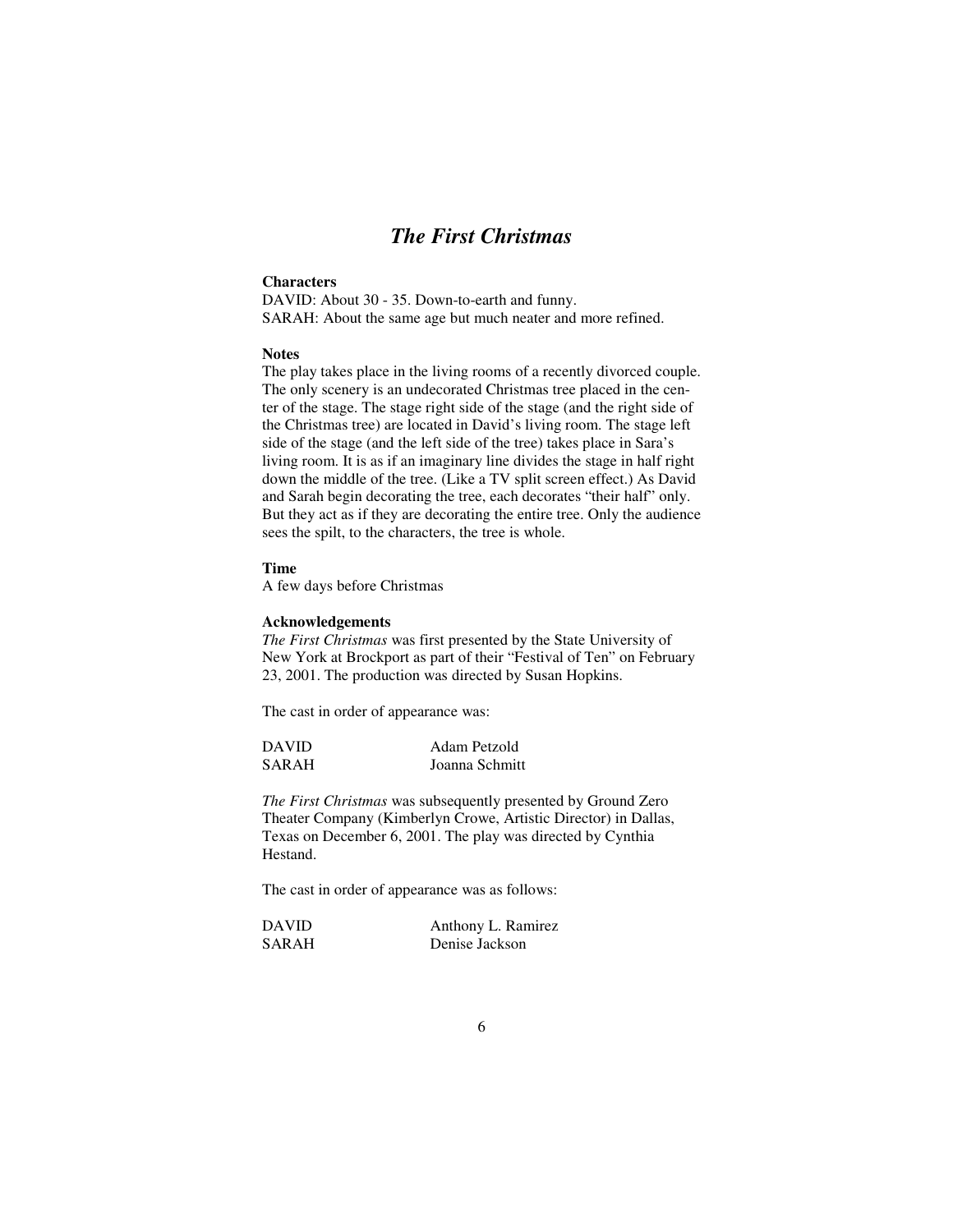# *The First Christmas*

**Characters**

DAVID: About 30 - 35. Down-to-earth and funny.
SARAH: About the same age but much neater and more refined.

**Notes**

The play takes place in the living rooms of a recently divorced couple. The only scenery is an undecorated Christmas tree placed in the center of the stage. The stage right side of the stage (and the right side of the Christmas tree) are located in David's living room. The stage left side of the stage (and the left side of the tree) takes place in Sara's living room. It is as if an imaginary line divides the stage in half right down the middle of the tree. (Like a TV split screen effect.) As David and Sarah begin decorating the tree, each decorates "their half" only. But they act as if they are decorating the entire tree. Only the audience sees the spilt, to the characters, the tree is whole.

**Time**

A few days before Christmas

**Acknowledgements**

*The First Christmas* was first presented by the State University of New York at Brockport as part of their "Festival of Ten" on February 23, 2001. The production was directed by Susan Hopkins.

The cast in order of appearance was:

| | |
|---|---|
| DAVID | Adam Petzold |
| SARAH | Joanna Schmitt |

*The First Christmas* was subsequently presented by Ground Zero Theater Company (Kimberlyn Crowe, Artistic Director) in Dallas, Texas on December 6, 2001. The play was directed by Cynthia Hestand.

The cast in order of appearance was as follows:

| | |
|---|---|
| DAVID | Anthony L. Ramirez |
| SARAH | Denise Jackson |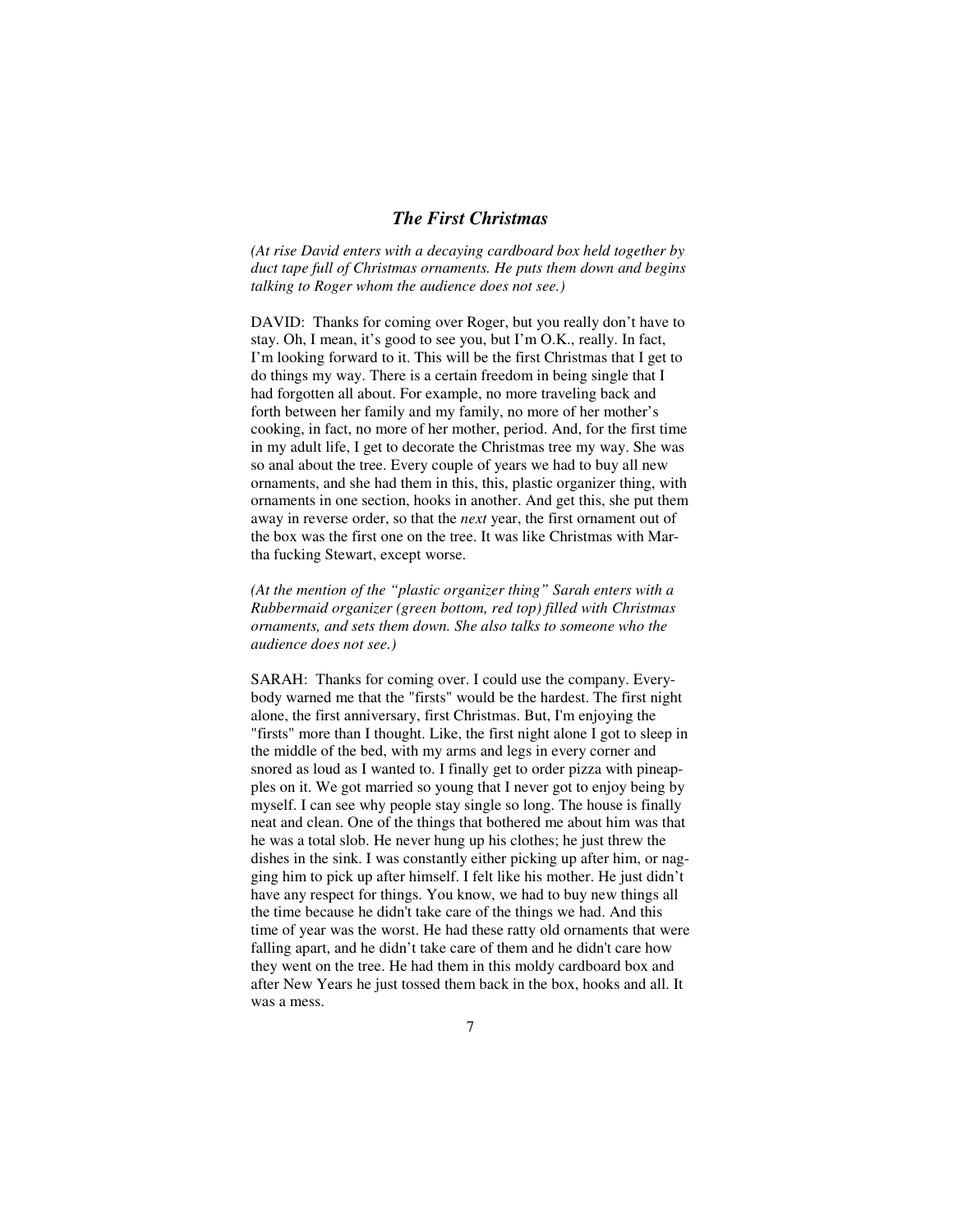## *The First Christmas*

*(At rise David enters with a decaying cardboard box held together by duct tape full of Christmas ornaments. He puts them down and begins talking to Roger whom the audience does not see.)*

DAVID: Thanks for coming over Roger, but you really don't have to stay. Oh, I mean, it's good to see you, but I'm O.K., really. In fact, I'm looking forward to it. This will be the first Christmas that I get to do things my way. There is a certain freedom in being single that I had forgotten all about. For example, no more traveling back and forth between her family and my family, no more of her mother's cooking, in fact, no more of her mother, period. And, for the first time in my adult life, I get to decorate the Christmas tree my way. She was so anal about the tree. Every couple of years we had to buy all new ornaments, and she had them in this, this, plastic organizer thing, with ornaments in one section, hooks in another. And get this, she put them away in reverse order, so that the *next* year, the first ornament out of the box was the first one on the tree. It was like Christmas with Martha fucking Stewart, except worse.

*(At the mention of the "plastic organizer thing" Sarah enters with a Rubbermaid organizer (green bottom, red top) filled with Christmas ornaments, and sets them down. She also talks to someone who the audience does not see.)*

SARAH: Thanks for coming over. I could use the company. Everybody warned me that the "firsts" would be the hardest. The first night alone, the first anniversary, first Christmas. But, I'm enjoying the "firsts" more than I thought. Like, the first night alone I got to sleep in the middle of the bed, with my arms and legs in every corner and snored as loud as I wanted to. I finally get to order pizza with pineapples on it. We got married so young that I never got to enjoy being by myself. I can see why people stay single so long. The house is finally neat and clean. One of the things that bothered me about him was that he was a total slob. He never hung up his clothes; he just threw the dishes in the sink. I was constantly either picking up after him, or nagging him to pick up after himself. I felt like his mother. He just didn't have any respect for things. You know, we had to buy new things all the time because he didn't take care of the things we had. And this time of year was the worst. He had these ratty old ornaments that were falling apart, and he didn't take care of them and he didn't care how they went on the tree. He had them in this moldy cardboard box and after New Years he just tossed them back in the box, hooks and all. It was a mess.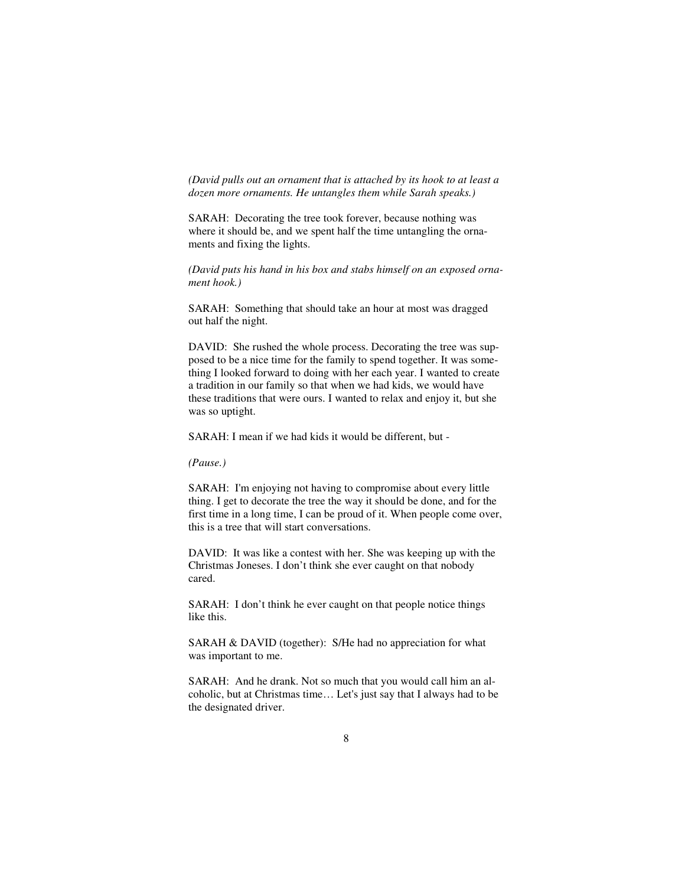*(David pulls out an ornament that is attached by its hook to at least a dozen more ornaments. He untangles them while Sarah speaks.)*

SARAH: Decorating the tree took forever, because nothing was where it should be, and we spent half the time untangling the ornaments and fixing the lights.

*(David puts his hand in his box and stabs himself on an exposed ornament hook.)*

SARAH: Something that should take an hour at most was dragged out half the night.

DAVID: She rushed the whole process. Decorating the tree was supposed to be a nice time for the family to spend together. It was something I looked forward to doing with her each year. I wanted to create a tradition in our family so that when we had kids, we would have these traditions that were ours. I wanted to relax and enjoy it, but she was so uptight.

SARAH: I mean if we had kids it would be different, but -

*(Pause.)*

SARAH: I'm enjoying not having to compromise about every little thing. I get to decorate the tree the way it should be done, and for the first time in a long time, I can be proud of it. When people come over, this is a tree that will start conversations.

DAVID: It was like a contest with her. She was keeping up with the Christmas Joneses. I don't think she ever caught on that nobody cared.

SARAH: I don't think he ever caught on that people notice things like this.

SARAH & DAVID (together): S/He had no appreciation for what was important to me.

SARAH: And he drank. Not so much that you would call him an alcoholic, but at Christmas time… Let's just say that I always had to be the designated driver.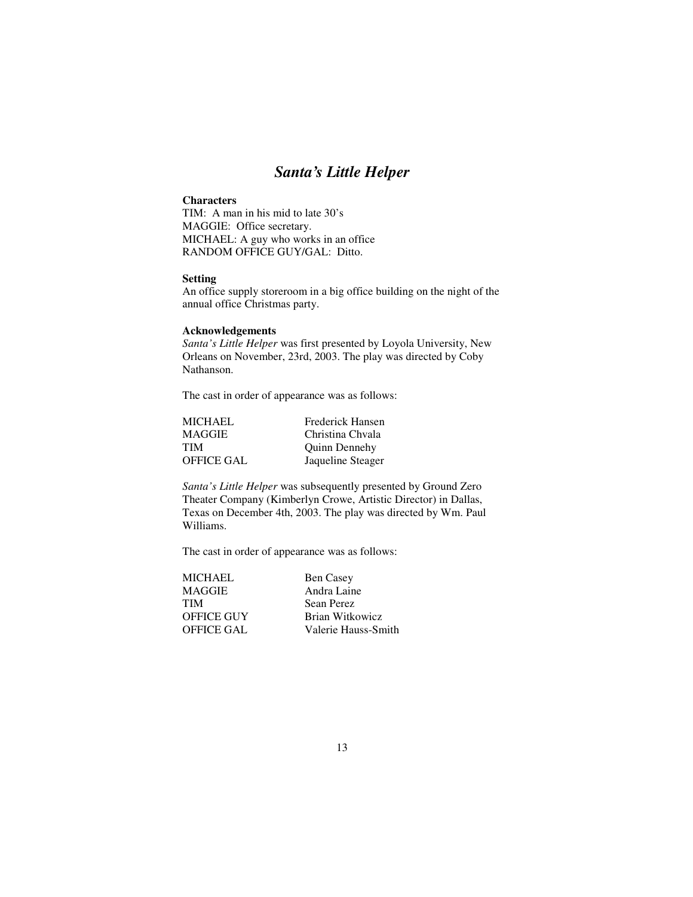# *Santa's Little Helper*

**Characters**

TIM: A man in his mid to late 30's
MAGGIE: Office secretary.
MICHAEL: A guy who works in an office
RANDOM OFFICE GUY/GAL: Ditto.

**Setting**

An office supply storeroom in a big office building on the night of the annual office Christmas party.

**Acknowledgements**

*Santa's Little Helper* was first presented by Loyola University, New Orleans on November, 23rd, 2003. The play was directed by Coby Nathanson.

The cast in order of appearance was as follows:

| | |
|---|---|
| MICHAEL | Frederick Hansen |
| MAGGIE | Christina Chvala |
| TIM | Quinn Dennehy |
| OFFICE GAL | Jaqueline Steager |

*Santa's Little Helper* was subsequently presented by Ground Zero Theater Company (Kimberlyn Crowe, Artistic Director) in Dallas, Texas on December 4th, 2003. The play was directed by Wm. Paul Williams.

The cast in order of appearance was as follows:

| | |
|---|---|
| MICHAEL | Ben Casey |
| MAGGIE | Andra Laine |
| TIM | Sean Perez |
| OFFICE GUY | Brian Witkowicz |
| OFFICE GAL | Valerie Hauss-Smith |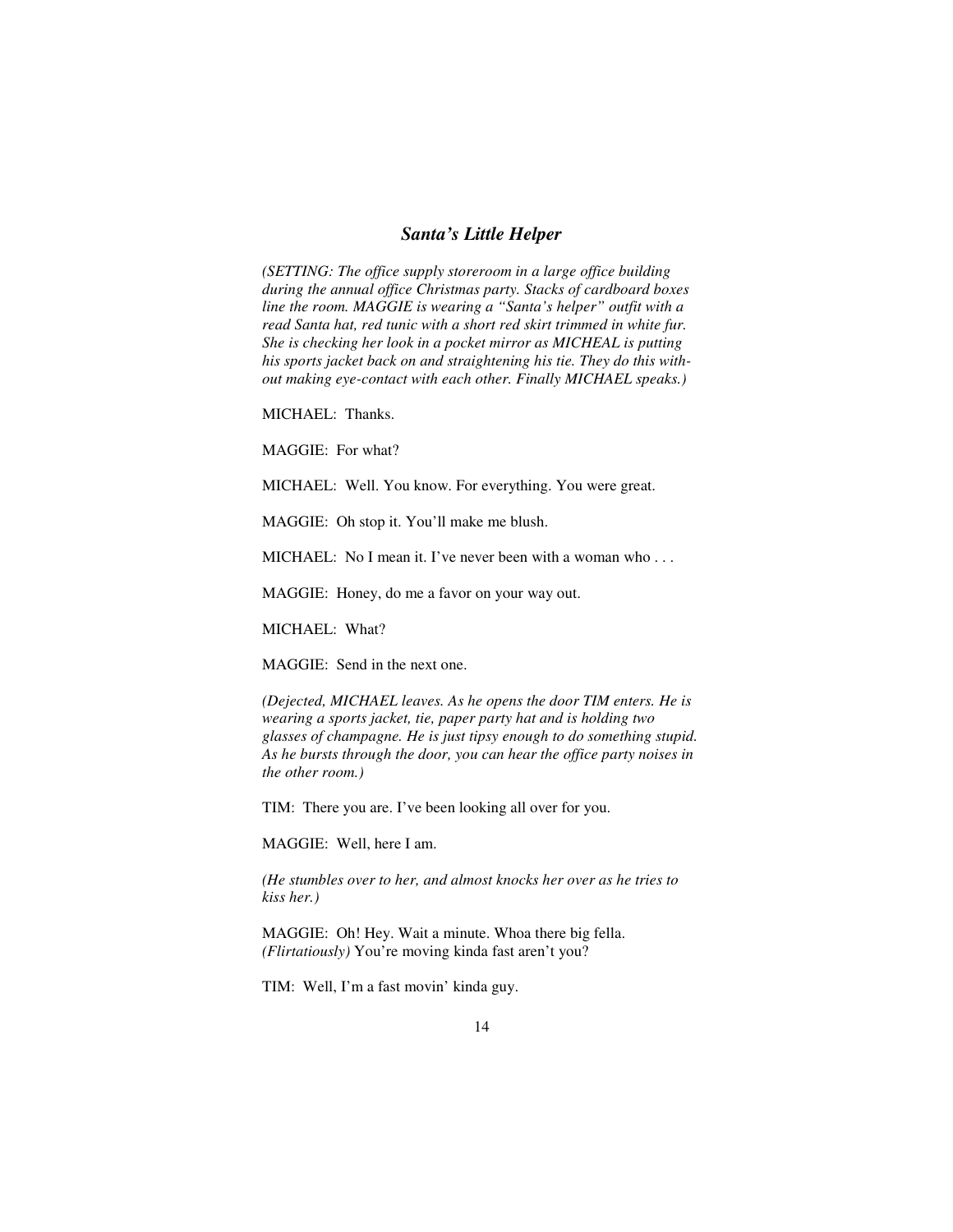### *Santa's Little Helper*

*(SETTING: The office supply storeroom in a large office building during the annual office Christmas party. Stacks of cardboard boxes line the room. MAGGIE is wearing a "Santa's helper" outfit with a read Santa hat, red tunic with a short red skirt trimmed in white fur. She is checking her look in a pocket mirror as MICHEAL is putting his sports jacket back on and straightening his tie. They do this without making eye-contact with each other. Finally MICHAEL speaks.)*

MICHAEL: Thanks.

MAGGIE: For what?

MICHAEL: Well. You know. For everything. You were great.

MAGGIE: Oh stop it. You'll make me blush.

MICHAEL: No I mean it. I've never been with a woman who . . .

MAGGIE: Honey, do me a favor on your way out.

MICHAEL: What?

MAGGIE: Send in the next one.

*(Dejected, MICHAEL leaves. As he opens the door TIM enters. He is wearing a sports jacket, tie, paper party hat and is holding two glasses of champagne. He is just tipsy enough to do something stupid. As he bursts through the door, you can hear the office party noises in the other room.)*

TIM: There you are. I've been looking all over for you.

MAGGIE: Well, here I am.

*(He stumbles over to her, and almost knocks her over as he tries to kiss her.)*

MAGGIE: Oh! Hey. Wait a minute. Whoa there big fella. *(Flirtatiously)* You're moving kinda fast aren't you?

TIM: Well, I'm a fast movin' kinda guy.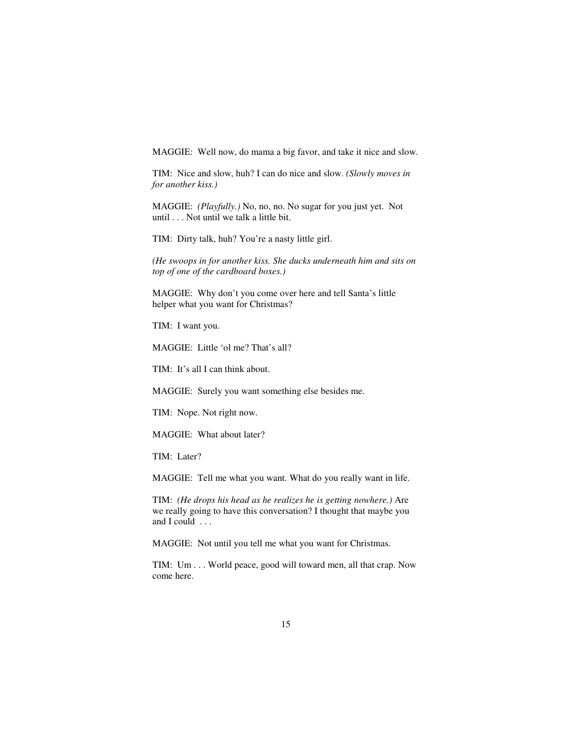MAGGIE: Well now, do mama a big favor, and take it nice and slow.

TIM: Nice and slow, huh? I can do nice and slow. *(Slowly moves in for another kiss.)*

MAGGIE: *(Playfully.)* No, no, no. No sugar for you just yet. Not until . . . Not until we talk a little bit.

TIM: Dirty talk, huh? You're a nasty little girl.

*(He swoops in for another kiss. She ducks underneath him and sits on top of one of the cardboard boxes.)*

MAGGIE: Why don't you come over here and tell Santa's little helper what you want for Christmas?

TIM: I want you.

MAGGIE: Little 'ol me? That's all?

TIM: It's all I can think about.

MAGGIE: Surely you want something else besides me.

TIM: Nope. Not right now.

MAGGIE: What about later?

TIM: Later?

MAGGIE: Tell me what you want. What do you really want in life.

TIM: *(He drops his head as he realizes he is getting nowhere.)* Are we really going to have this conversation? I thought that maybe you and I could . . .

MAGGIE: Not until you tell me what you want for Christmas.

TIM: Um . . . World peace, good will toward men, all that crap. Now come here.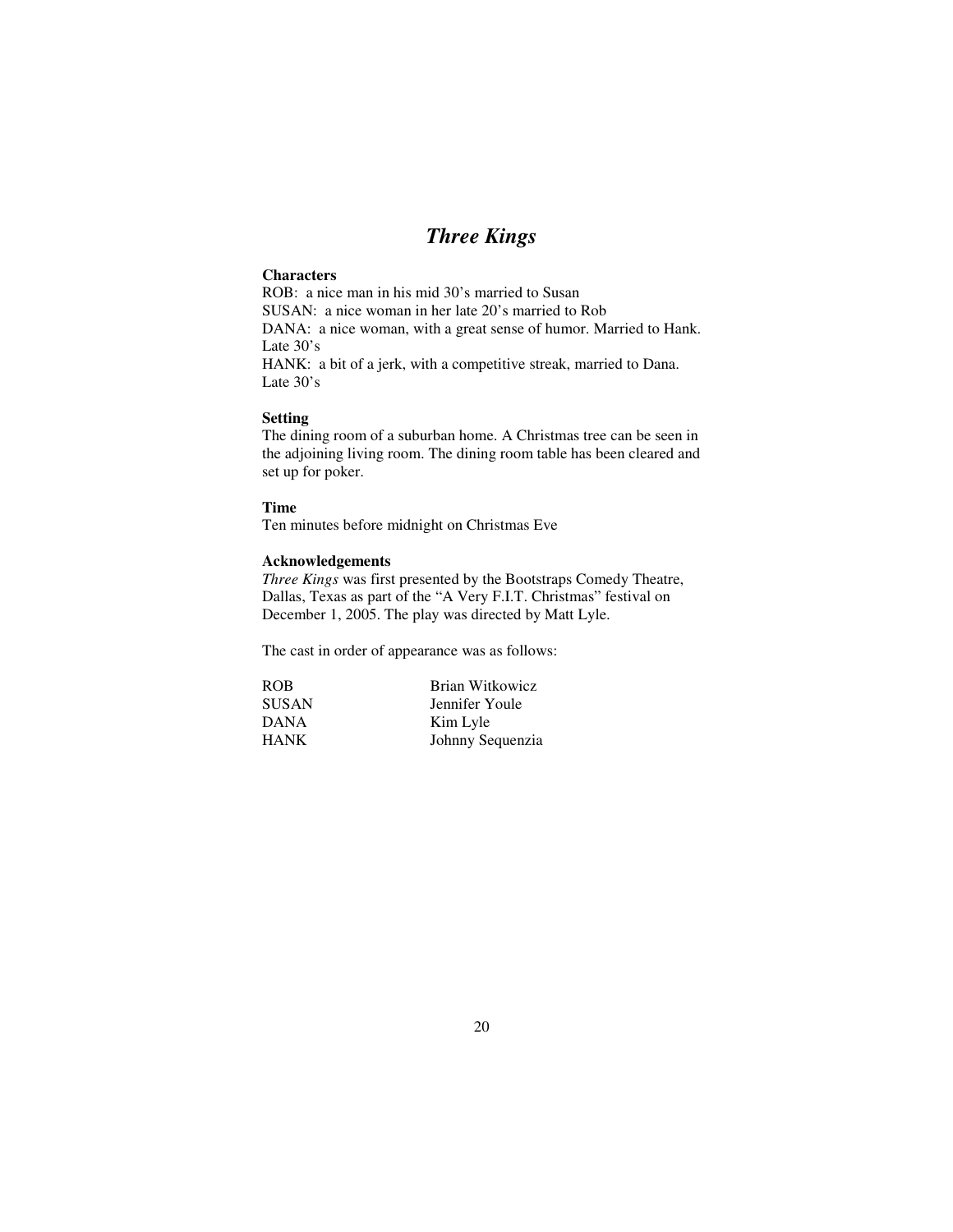# *Three Kings*

**Characters**

ROB: a nice man in his mid 30's married to Susan
SUSAN: a nice woman in her late 20's married to Rob
DANA: a nice woman, with a great sense of humor. Married to Hank. Late 30's
HANK: a bit of a jerk, with a competitive streak, married to Dana. Late 30's

**Setting**

The dining room of a suburban home. A Christmas tree can be seen in the adjoining living room. The dining room table has been cleared and set up for poker.

**Time**

Ten minutes before midnight on Christmas Eve

**Acknowledgements**

*Three Kings* was first presented by the Bootstraps Comedy Theatre, Dallas, Texas as part of the "A Very F.I.T. Christmas" festival on December 1, 2005. The play was directed by Matt Lyle.

The cast in order of appearance was as follows:

| | |
|---|---|
| ROB | Brian Witkowicz |
| SUSAN | Jennifer Youle |
| DANA | Kim Lyle |
| HANK | Johnny Sequenzia |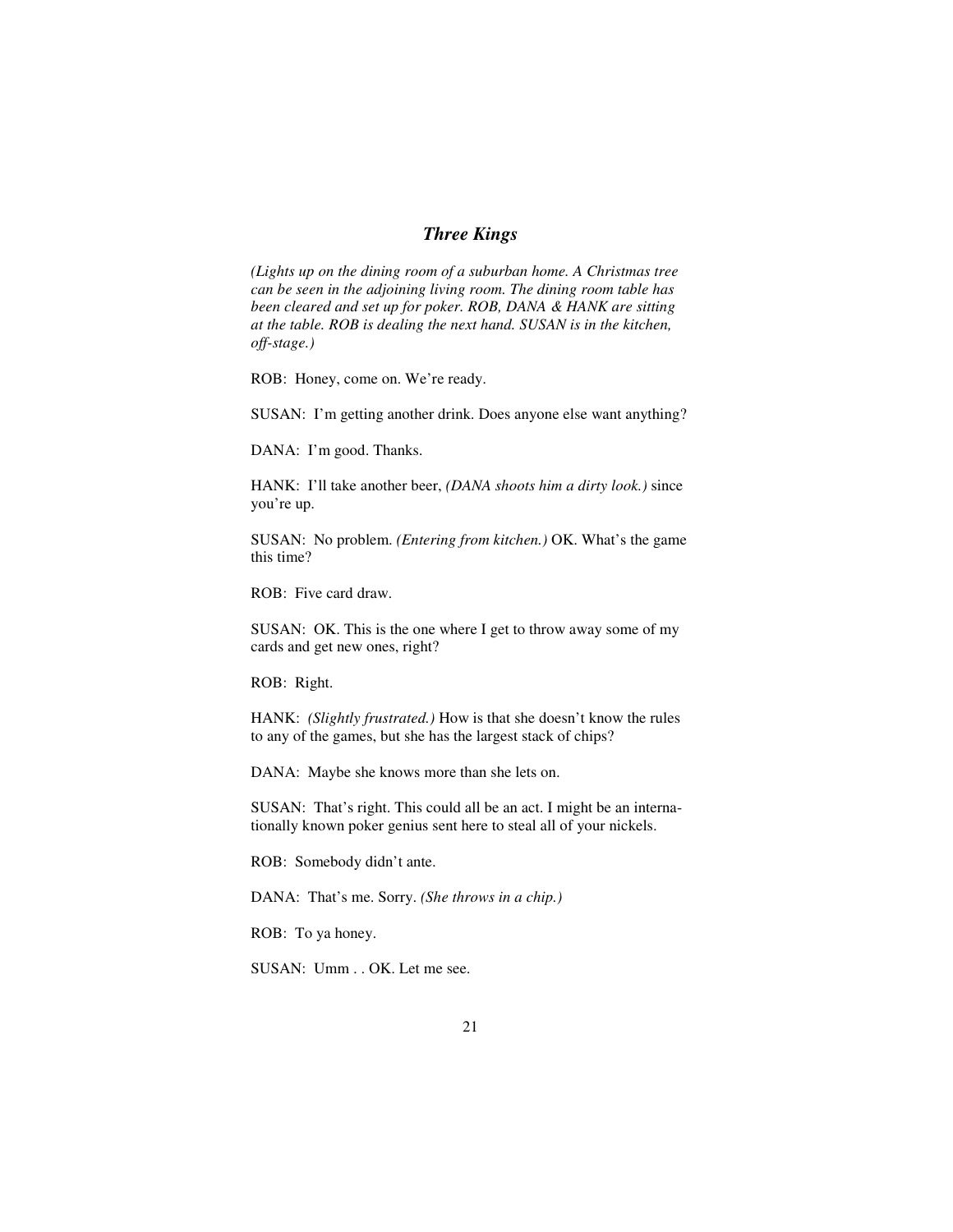## *Three Kings*

*(Lights up on the dining room of a suburban home. A Christmas tree can be seen in the adjoining living room. The dining room table has been cleared and set up for poker. ROB, DANA & HANK are sitting at the table. ROB is dealing the next hand. SUSAN is in the kitchen, off-stage.)*

ROB: Honey, come on. We're ready.

SUSAN: I'm getting another drink. Does anyone else want anything?

DANA: I'm good. Thanks.

HANK: I'll take another beer, *(DANA shoots him a dirty look.)* since you're up.

SUSAN: No problem. *(Entering from kitchen.)* OK. What's the game this time?

ROB: Five card draw.

SUSAN: OK. This is the one where I get to throw away some of my cards and get new ones, right?

ROB: Right.

HANK: *(Slightly frustrated.)* How is that she doesn't know the rules to any of the games, but she has the largest stack of chips?

DANA: Maybe she knows more than she lets on.

SUSAN: That's right. This could all be an act. I might be an internationally known poker genius sent here to steal all of your nickels.

ROB: Somebody didn't ante.

DANA: That's me. Sorry. *(She throws in a chip.)*

ROB: To ya honey.

SUSAN: Umm . . OK. Let me see.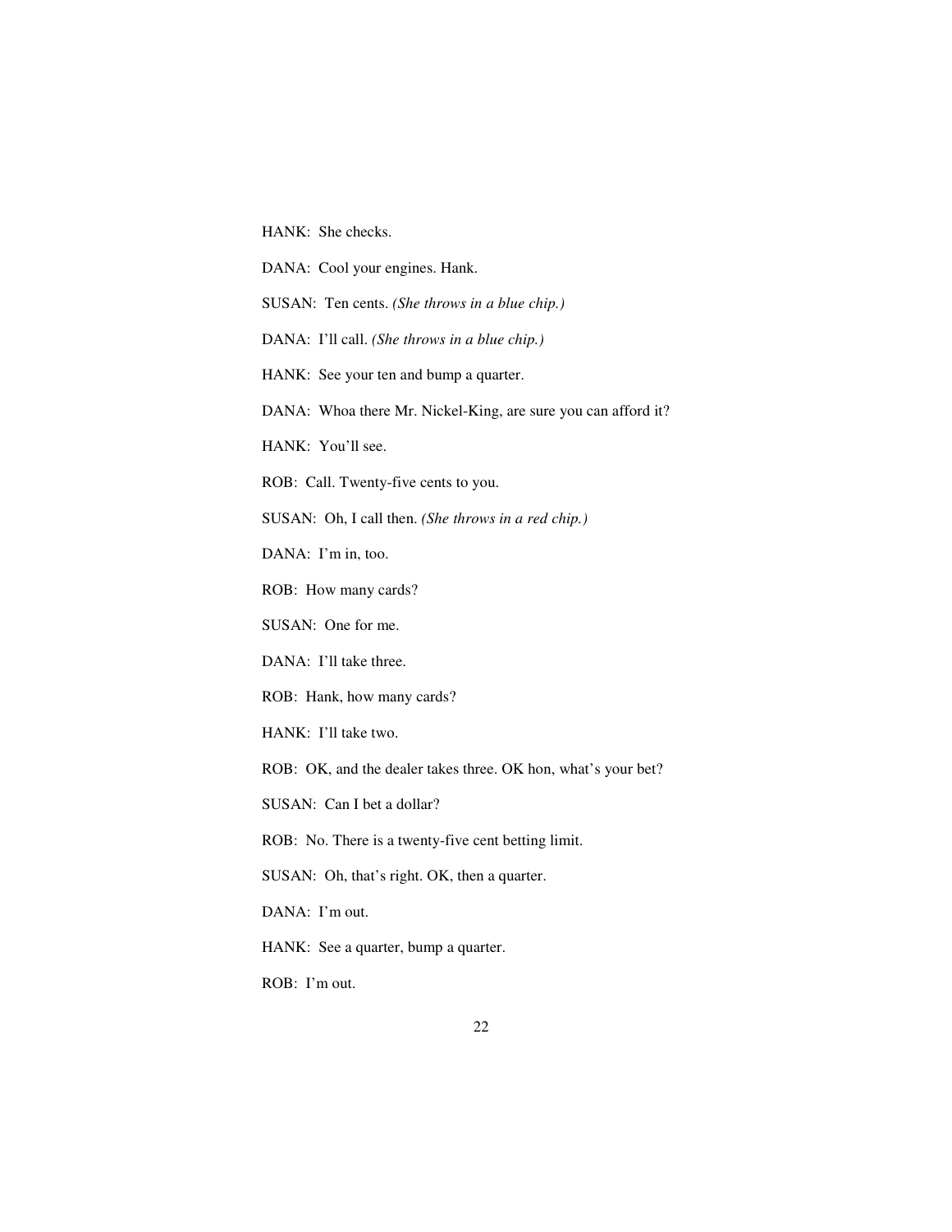HANK: She checks.

DANA: Cool your engines. Hank.

SUSAN: Ten cents. *(She throws in a blue chip.)*

DANA: I'll call. *(She throws in a blue chip.)*

HANK: See your ten and bump a quarter.

DANA: Whoa there Mr. Nickel-King, are sure you can afford it?

HANK: You'll see.

ROB: Call. Twenty-five cents to you.

SUSAN: Oh, I call then. *(She throws in a red chip.)*

DANA: I'm in, too.

ROB: How many cards?

SUSAN: One for me.

DANA: I'll take three.

ROB: Hank, how many cards?

HANK: I'll take two.

ROB: OK, and the dealer takes three. OK hon, what's your bet?

SUSAN: Can I bet a dollar?

ROB: No. There is a twenty-five cent betting limit.

SUSAN: Oh, that's right. OK, then a quarter.

DANA: I'm out.

HANK: See a quarter, bump a quarter.

ROB: I'm out.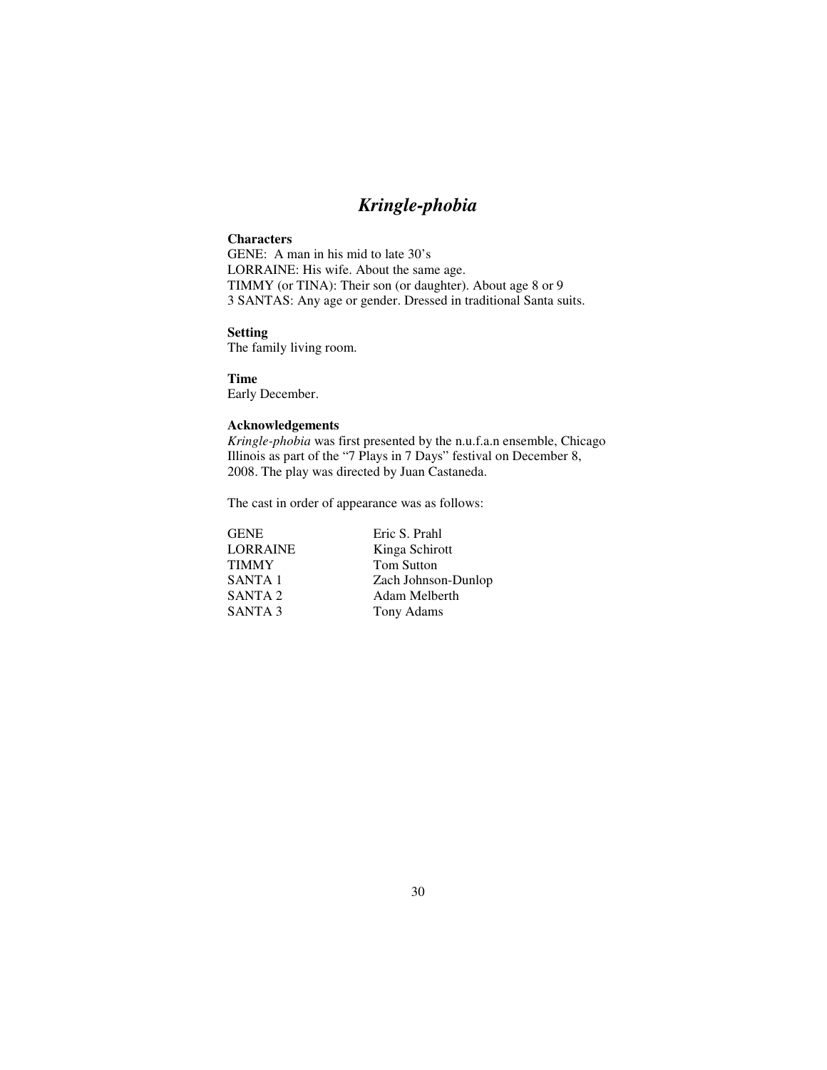# *Kringle-phobia*

**Characters**

GENE: A man in his mid to late 30's
LORRAINE: His wife. About the same age.
TIMMY (or TINA): Their son (or daughter). About age 8 or 9
3 SANTAS: Any age or gender. Dressed in traditional Santa suits.

**Setting**

The family living room.

**Time**

Early December.

**Acknowledgements**

*Kringle-phobia* was first presented by the n.u.f.a.n ensemble, Chicago Illinois as part of the "7 Plays in 7 Days" festival on December 8, 2008. The play was directed by Juan Castaneda.

The cast in order of appearance was as follows:

| | |
|---|---|
| GENE | Eric S. Prahl |
| LORRAINE | Kinga Schirott |
| TIMMY | Tom Sutton |
| SANTA 1 | Zach Johnson-Dunlop |
| SANTA 2 | Adam Melberth |
| SANTA 3 | Tony Adams |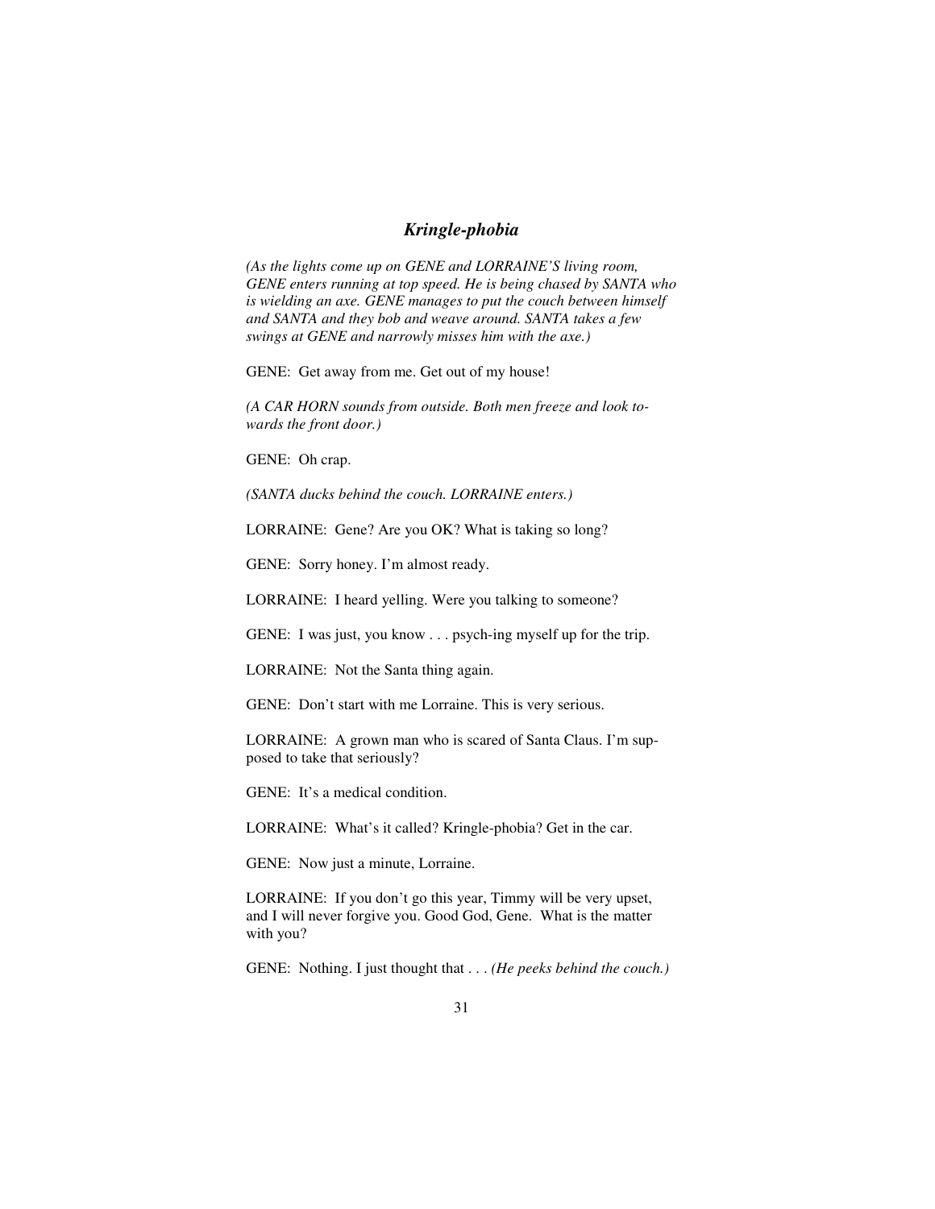## *Kringle-phobia*

*(As the lights come up on GENE and LORRAINE'S living room, GENE enters running at top speed. He is being chased by SANTA who is wielding an axe. GENE manages to put the couch between himself and SANTA and they bob and weave around. SANTA takes a few swings at GENE and narrowly misses him with the axe.)*

GENE: Get away from me. Get out of my house!

*(A CAR HORN sounds from outside. Both men freeze and look towards the front door.)*

GENE: Oh crap.

*(SANTA ducks behind the couch. LORRAINE enters.)*

LORRAINE: Gene? Are you OK? What is taking so long?

GENE: Sorry honey. I'm almost ready.

LORRAINE: I heard yelling. Were you talking to someone?

GENE: I was just, you know . . . psych-ing myself up for the trip.

LORRAINE: Not the Santa thing again.

GENE: Don't start with me Lorraine. This is very serious.

LORRAINE: A grown man who is scared of Santa Claus. I'm supposed to take that seriously?

GENE: It's a medical condition.

LORRAINE: What's it called? Kringle-phobia? Get in the car.

GENE: Now just a minute, Lorraine.

LORRAINE: If you don't go this year, Timmy will be very upset, and I will never forgive you. Good God, Gene. What is the matter with you?

GENE: Nothing. I just thought that . . . *(He peeks behind the couch.)*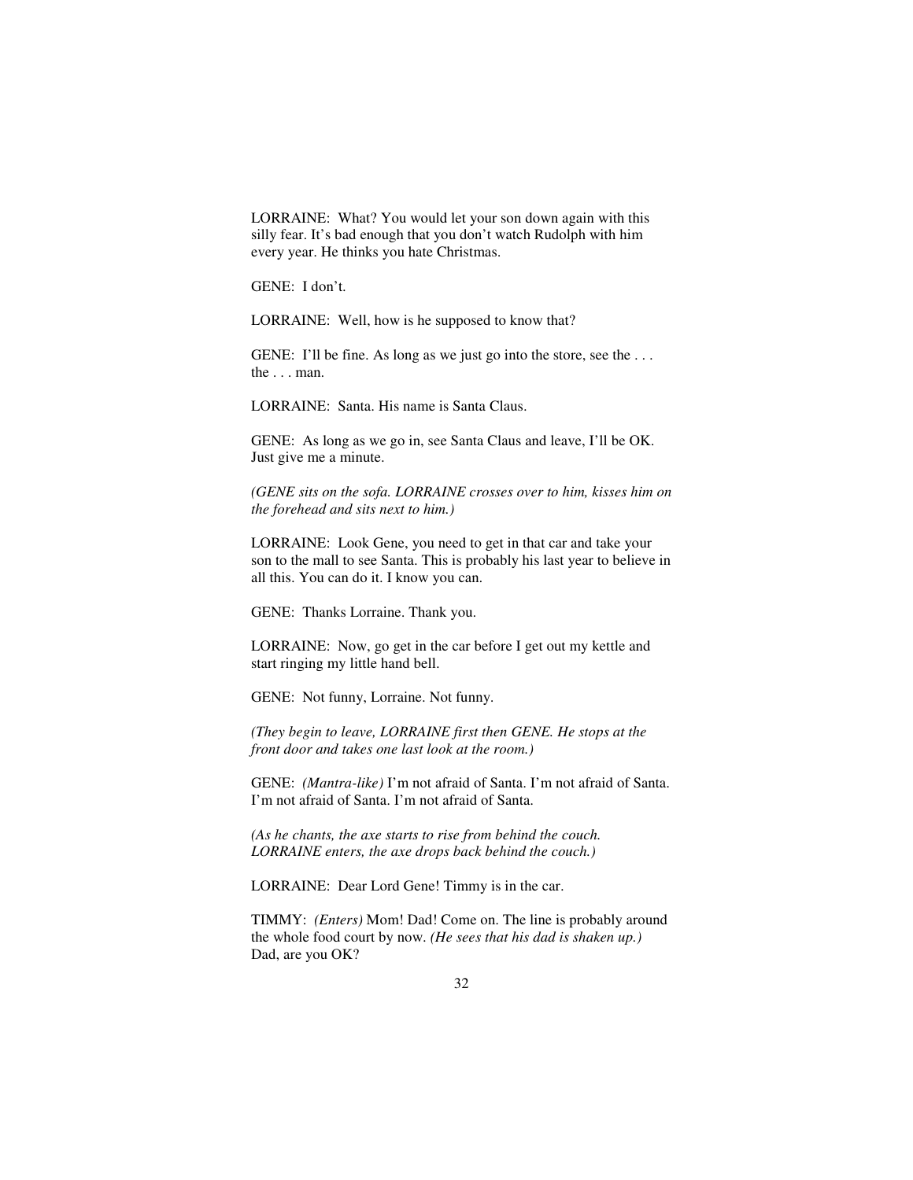LORRAINE: What? You would let your son down again with this silly fear. It's bad enough that you don't watch Rudolph with him every year. He thinks you hate Christmas.

GENE: I don't.

LORRAINE: Well, how is he supposed to know that?

GENE: I'll be fine. As long as we just go into the store, see the . . . the . . . man.

LORRAINE: Santa. His name is Santa Claus.

GENE: As long as we go in, see Santa Claus and leave, I'll be OK. Just give me a minute.

*(GENE sits on the sofa. LORRAINE crosses over to him, kisses him on the forehead and sits next to him.)*

LORRAINE: Look Gene, you need to get in that car and take your son to the mall to see Santa. This is probably his last year to believe in all this. You can do it. I know you can.

GENE: Thanks Lorraine. Thank you.

LORRAINE: Now, go get in the car before I get out my kettle and start ringing my little hand bell.

GENE: Not funny, Lorraine. Not funny.

*(They begin to leave, LORRAINE first then GENE. He stops at the front door and takes one last look at the room.)*

GENE: *(Mantra-like)* I'm not afraid of Santa. I'm not afraid of Santa. I'm not afraid of Santa. I'm not afraid of Santa.

*(As he chants, the axe starts to rise from behind the couch. LORRAINE enters, the axe drops back behind the couch.)*

LORRAINE: Dear Lord Gene! Timmy is in the car.

TIMMY: *(Enters)* Mom! Dad! Come on. The line is probably around the whole food court by now. *(He sees that his dad is shaken up.)* Dad, are you OK?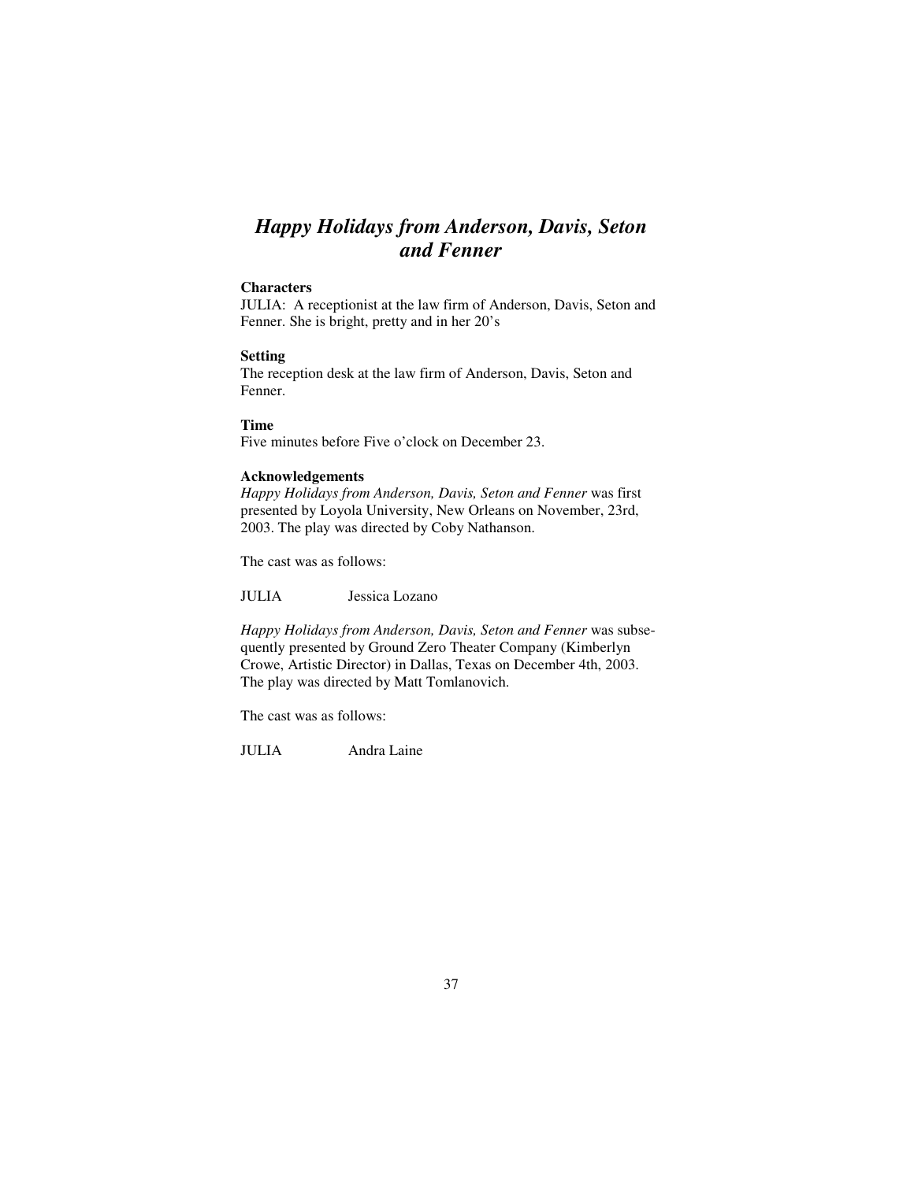# *Happy Holidays from Anderson, Davis, Seton and Fenner*

**Characters**
JULIA: A receptionist at the law firm of Anderson, Davis, Seton and Fenner. She is bright, pretty and in her 20's

**Setting**
The reception desk at the law firm of Anderson, Davis, Seton and Fenner.

**Time**
Five minutes before Five o'clock on December 23.

**Acknowledgements**
*Happy Holidays from Anderson, Davis, Seton and Fenner* was first presented by Loyola University, New Orleans on November, 23rd, 2003. The play was directed by Coby Nathanson.

The cast was as follows:

JULIA     Jessica Lozano

*Happy Holidays from Anderson, Davis, Seton and Fenner* was subsequently presented by Ground Zero Theater Company (Kimberlyn Crowe, Artistic Director) in Dallas, Texas on December 4th, 2003. The play was directed by Matt Tomlanovich.

The cast was as follows:

JULIA     Andra Laine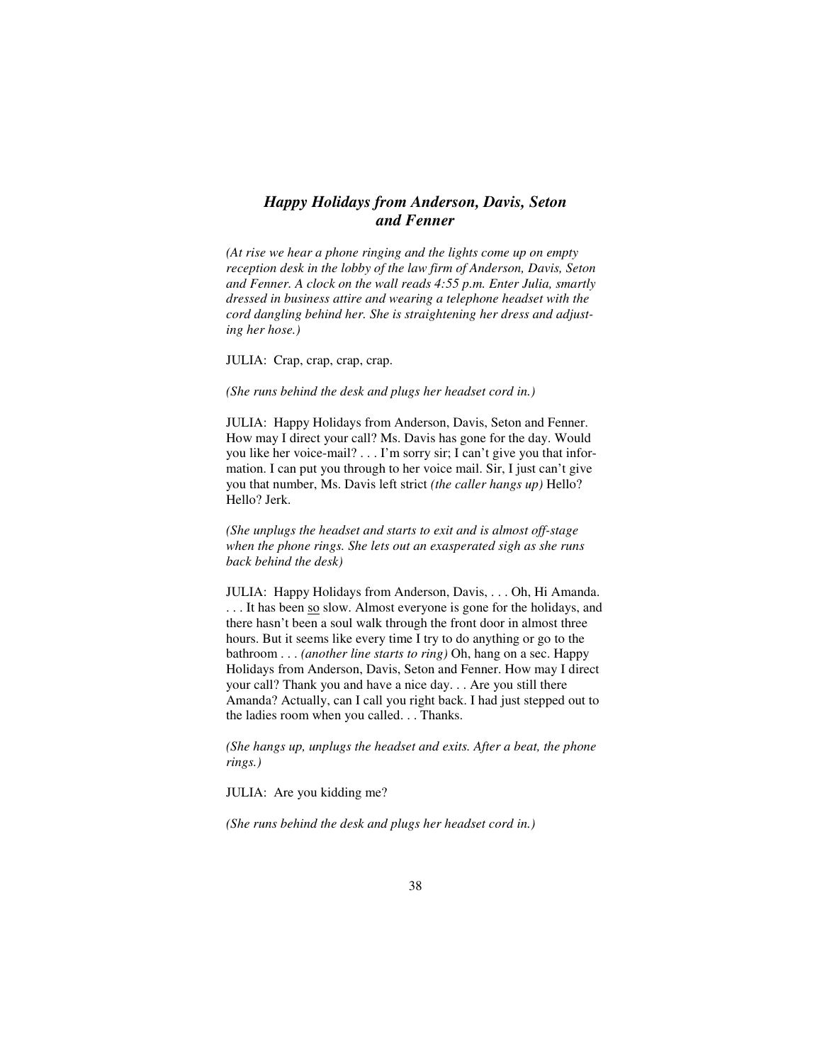## *Happy Holidays from Anderson, Davis, Seton and Fenner*

*(At rise we hear a phone ringing and the lights come up on empty reception desk in the lobby of the law firm of Anderson, Davis, Seton and Fenner. A clock on the wall reads 4:55 p.m. Enter Julia, smartly dressed in business attire and wearing a telephone headset with the cord dangling behind her. She is straightening her dress and adjusting her hose.)*

JULIA: Crap, crap, crap, crap.

*(She runs behind the desk and plugs her headset cord in.)*

JULIA: Happy Holidays from Anderson, Davis, Seton and Fenner. How may I direct your call? Ms. Davis has gone for the day. Would you like her voice-mail? . . . I'm sorry sir; I can't give you that information. I can put you through to her voice mail. Sir, I just can't give you that number, Ms. Davis left strict *(the caller hangs up)* Hello? Hello? Jerk.

*(She unplugs the headset and starts to exit and is almost off-stage when the phone rings. She lets out an exasperated sigh as she runs back behind the desk)*

JULIA: Happy Holidays from Anderson, Davis, . . . Oh, Hi Amanda. . . . It has been <u>so</u> slow. Almost everyone is gone for the holidays, and there hasn't been a soul walk through the front door in almost three hours. But it seems like every time I try to do anything or go to the bathroom . . . *(another line starts to ring)* Oh, hang on a sec. Happy Holidays from Anderson, Davis, Seton and Fenner. How may I direct your call? Thank you and have a nice day. . . Are you still there Amanda? Actually, can I call you right back. I had just stepped out to the ladies room when you called. . . Thanks.

*(She hangs up, unplugs the headset and exits. After a beat, the phone rings.)*

JULIA: Are you kidding me?

*(She runs behind the desk and plugs her headset cord in.)*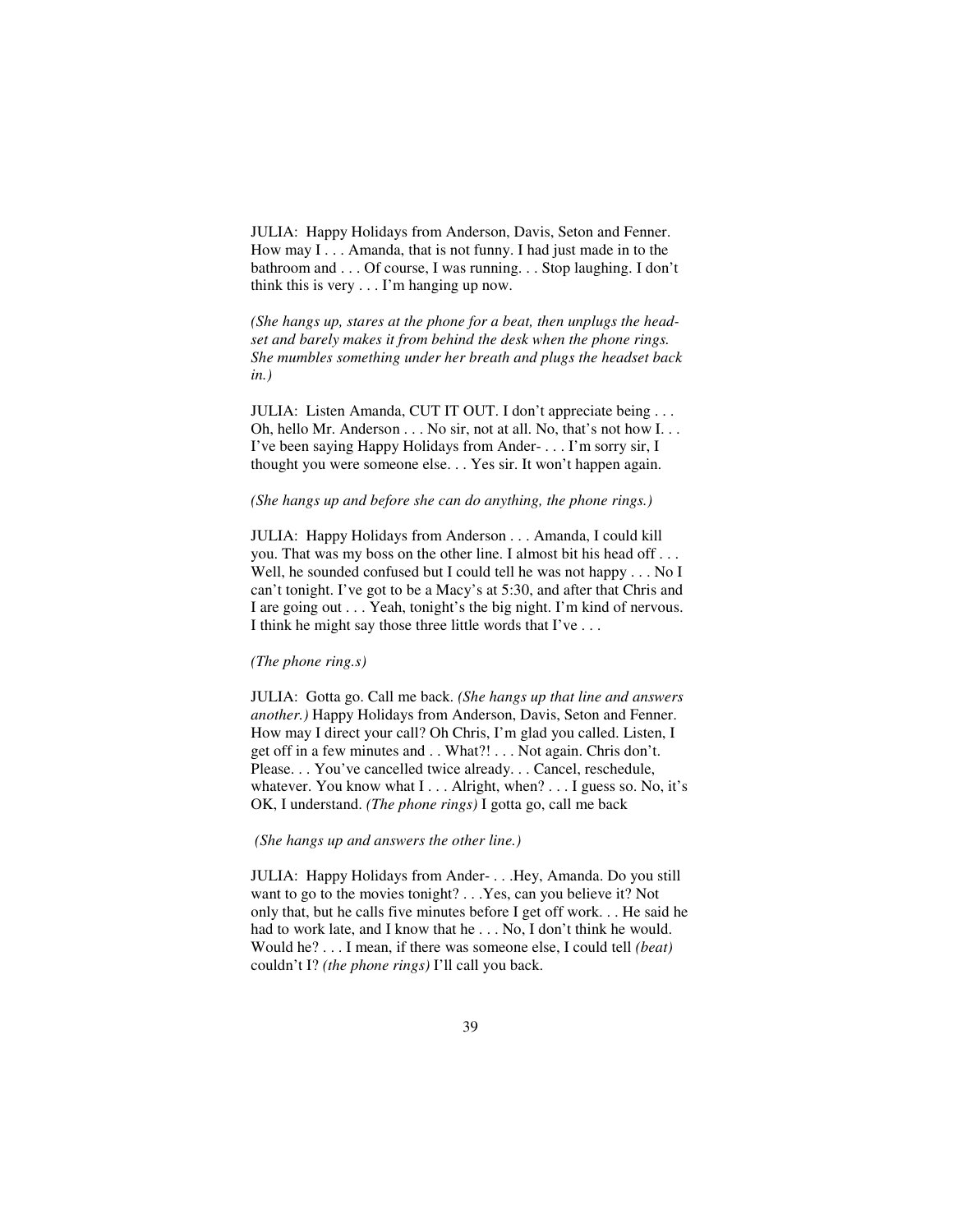JULIA: Happy Holidays from Anderson, Davis, Seton and Fenner. How may I . . . Amanda, that is not funny. I had just made in to the bathroom and . . . Of course, I was running. . . Stop laughing. I don't think this is very . . . I'm hanging up now.

*(She hangs up, stares at the phone for a beat, then unplugs the head-set and barely makes it from behind the desk when the phone rings. She mumbles something under her breath and plugs the headset back in.)*

JULIA: Listen Amanda, CUT IT OUT. I don't appreciate being . . . Oh, hello Mr. Anderson . . . No sir, not at all. No, that's not how I. . . I've been saying Happy Holidays from Ander- . . . I'm sorry sir, I thought you were someone else. . . Yes sir. It won't happen again.

*(She hangs up and before she can do anything, the phone rings.)*

JULIA: Happy Holidays from Anderson . . . Amanda, I could kill you. That was my boss on the other line. I almost bit his head off . . . Well, he sounded confused but I could tell he was not happy . . . No I can't tonight. I've got to be a Macy's at 5:30, and after that Chris and I are going out . . . Yeah, tonight's the big night. I'm kind of nervous. I think he might say those three little words that I've . . .

*(The phone ring.s)*

JULIA: Gotta go. Call me back. *(She hangs up that line and answers another.)* Happy Holidays from Anderson, Davis, Seton and Fenner. How may I direct your call? Oh Chris, I'm glad you called. Listen, I get off in a few minutes and . . What?! . . . Not again. Chris don't. Please. . . You've cancelled twice already. . . Cancel, reschedule, whatever. You know what I . . . Alright, when? . . . I guess so. No, it's OK, I understand. *(The phone rings)* I gotta go, call me back

*(She hangs up and answers the other line.)*

JULIA: Happy Holidays from Ander- . . .Hey, Amanda. Do you still want to go to the movies tonight? . . .Yes, can you believe it? Not only that, but he calls five minutes before I get off work. . . He said he had to work late, and I know that he . . . No, I don't think he would. Would he? . . . I mean, if there was someone else, I could tell *(beat)* couldn't I? *(the phone rings)* I'll call you back.